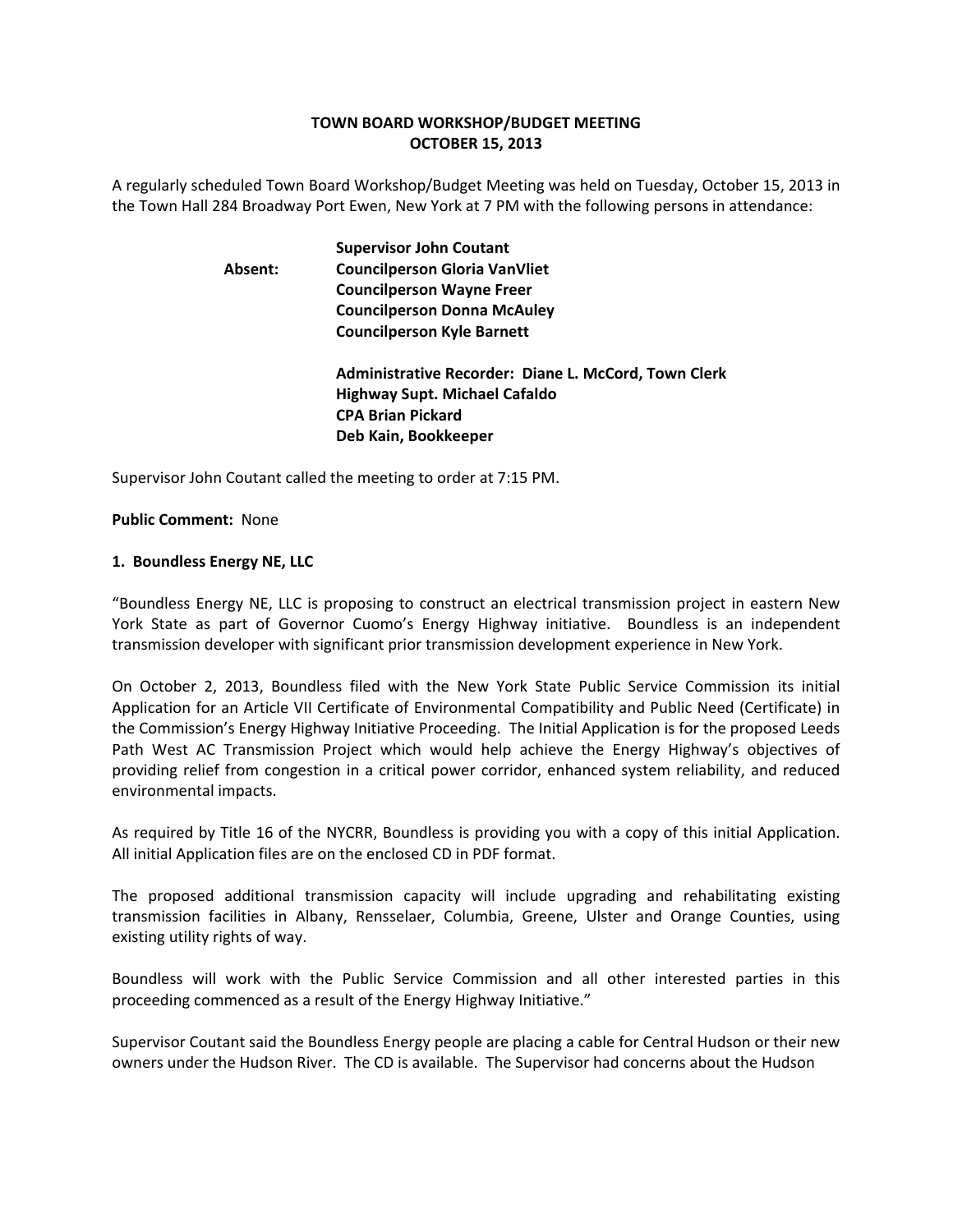**TOWN BOARD WORKSHOP/BUDGET MEETING**
**OCTOBER 15, 2013**

A regularly scheduled Town Board Workshop/Budget Meeting was held on Tuesday, October 15, 2013 in the Town Hall 284 Broadway Port Ewen, New York at 7 PM with the following persons in attendance:

**Supervisor John Coutant**
**Absent: Councilperson Gloria VanVliet**
**Councilperson Wayne Freer**
**Councilperson Donna McAuley**
**Councilperson Kyle Barnett**

**Administrative Recorder: Diane L. McCord, Town Clerk**
**Highway Supt. Michael Cafaldo**
**CPA Brian Pickard**
**Deb Kain, Bookkeeper**

Supervisor John Coutant called the meeting to order at 7:15 PM.

**Public Comment:** None

**1. Boundless Energy NE, LLC**

"Boundless Energy NE, LLC is proposing to construct an electrical transmission project in eastern New York State as part of Governor Cuomo's Energy Highway initiative. Boundless is an independent transmission developer with significant prior transmission development experience in New York.

On October 2, 2013, Boundless filed with the New York State Public Service Commission its initial Application for an Article VII Certificate of Environmental Compatibility and Public Need (Certificate) in the Commission's Energy Highway Initiative Proceeding. The Initial Application is for the proposed Leeds Path West AC Transmission Project which would help achieve the Energy Highway's objectives of providing relief from congestion in a critical power corridor, enhanced system reliability, and reduced environmental impacts.

As required by Title 16 of the NYCRR, Boundless is providing you with a copy of this initial Application. All initial Application files are on the enclosed CD in PDF format.

The proposed additional transmission capacity will include upgrading and rehabilitating existing transmission facilities in Albany, Rensselaer, Columbia, Greene, Ulster and Orange Counties, using existing utility rights of way.

Boundless will work with the Public Service Commission and all other interested parties in this proceeding commenced as a result of the Energy Highway Initiative."

Supervisor Coutant said the Boundless Energy people are placing a cable for Central Hudson or their new owners under the Hudson River. The CD is available. The Supervisor had concerns about the Hudson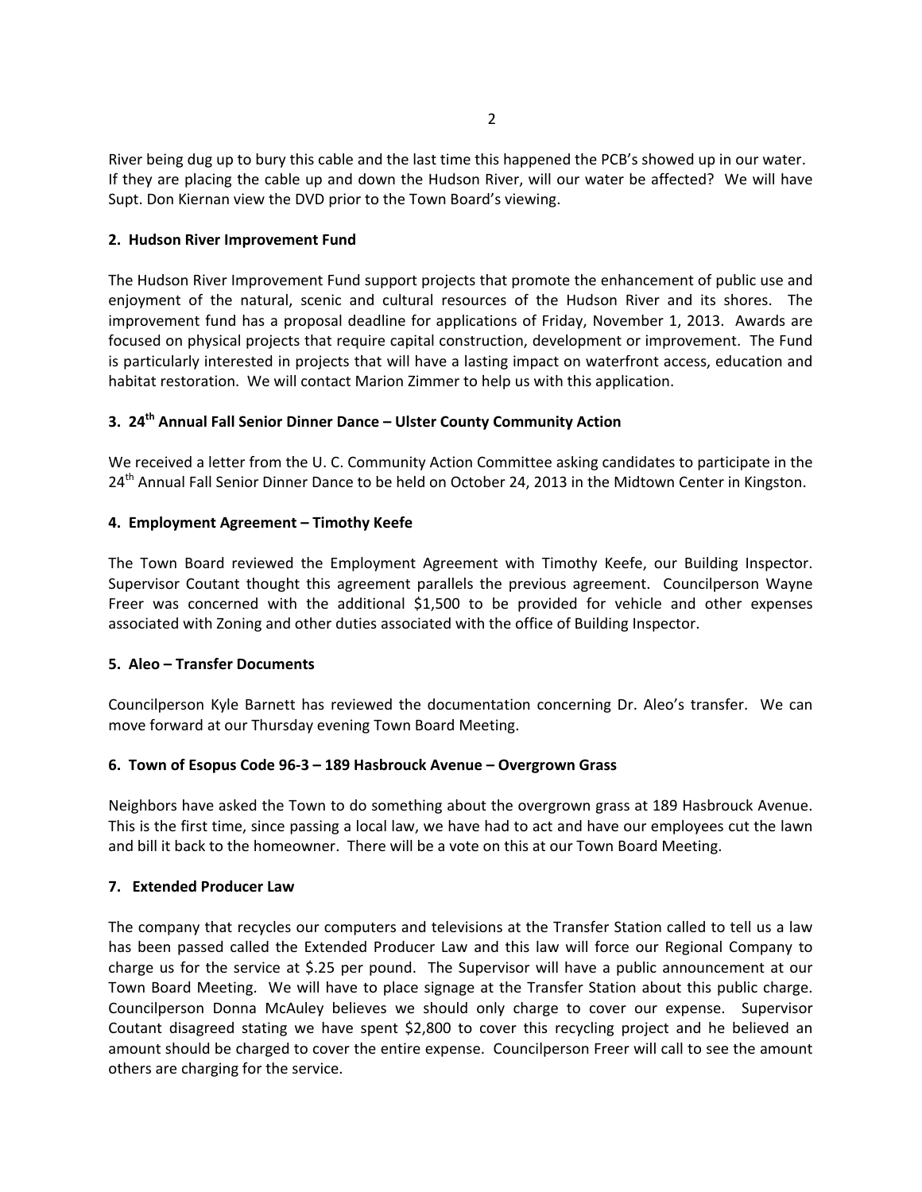River being dug up to bury this cable and the last time this happened the PCB's showed up in our water. If they are placing the cable up and down the Hudson River, will our water be affected? We will have Supt. Don Kiernan view the DVD prior to the Town Board's viewing.

**2. Hudson River Improvement Fund**

The Hudson River Improvement Fund support projects that promote the enhancement of public use and enjoyment of the natural, scenic and cultural resources of the Hudson River and its shores. The improvement fund has a proposal deadline for applications of Friday, November 1, 2013. Awards are focused on physical projects that require capital construction, development or improvement. The Fund is particularly interested in projects that will have a lasting impact on waterfront access, education and habitat restoration. We will contact Marion Zimmer to help us with this application.

**3. 24th Annual Fall Senior Dinner Dance – Ulster County Community Action**

We received a letter from the U. C. Community Action Committee asking candidates to participate in the 24th Annual Fall Senior Dinner Dance to be held on October 24, 2013 in the Midtown Center in Kingston.

**4. Employment Agreement – Timothy Keefe**

The Town Board reviewed the Employment Agreement with Timothy Keefe, our Building Inspector. Supervisor Coutant thought this agreement parallels the previous agreement. Councilperson Wayne Freer was concerned with the additional $1,500 to be provided for vehicle and other expenses associated with Zoning and other duties associated with the office of Building Inspector.

**5. Aleo – Transfer Documents**

Councilperson Kyle Barnett has reviewed the documentation concerning Dr. Aleo's transfer. We can move forward at our Thursday evening Town Board Meeting.

**6. Town of Esopus Code 96-3 – 189 Hasbrouck Avenue – Overgrown Grass**

Neighbors have asked the Town to do something about the overgrown grass at 189 Hasbrouck Avenue. This is the first time, since passing a local law, we have had to act and have our employees cut the lawn and bill it back to the homeowner. There will be a vote on this at our Town Board Meeting.

**7. Extended Producer Law**

The company that recycles our computers and televisions at the Transfer Station called to tell us a law has been passed called the Extended Producer Law and this law will force our Regional Company to charge us for the service at $.25 per pound. The Supervisor will have a public announcement at our Town Board Meeting. We will have to place signage at the Transfer Station about this public charge. Councilperson Donna McAuley believes we should only charge to cover our expense. Supervisor Coutant disagreed stating we have spent $2,800 to cover this recycling project and he believed an amount should be charged to cover the entire expense. Councilperson Freer will call to see the amount others are charging for the service.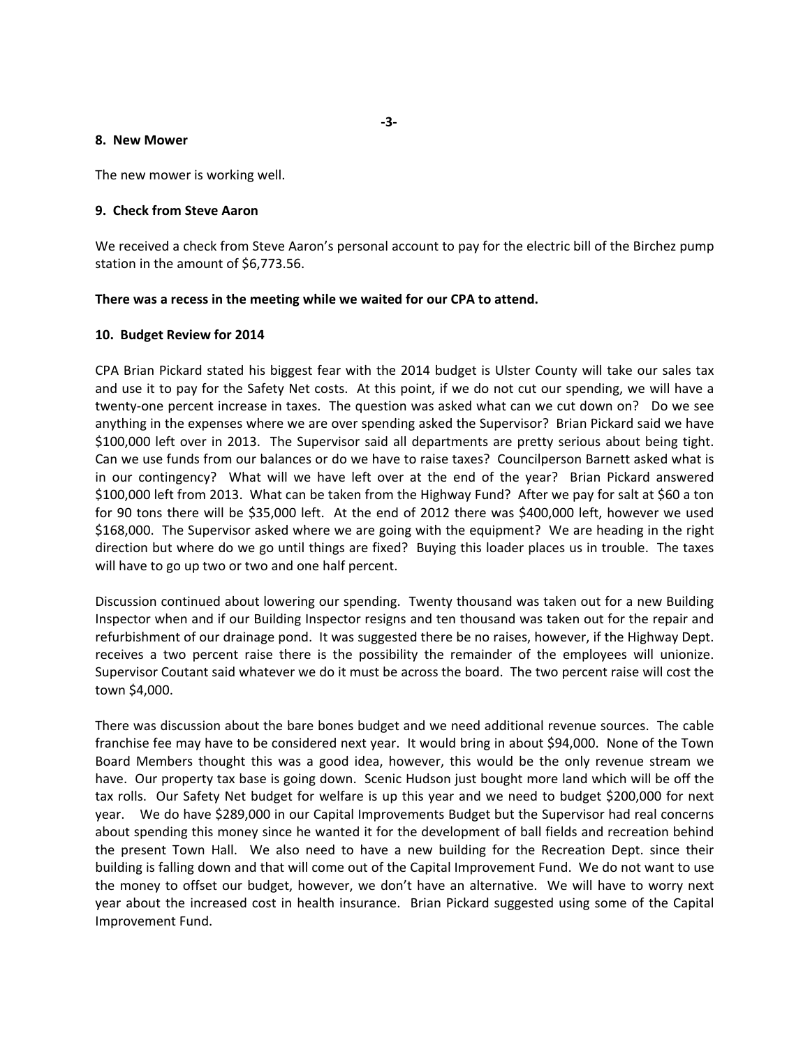**8. New Mower**

The new mower is working well.

**9. Check from Steve Aaron**

We received a check from Steve Aaron's personal account to pay for the electric bill of the Birchez pump station in the amount of $6,773.56.

**There was a recess in the meeting while we waited for our CPA to attend.**

**10. Budget Review for 2014**

CPA Brian Pickard stated his biggest fear with the 2014 budget is Ulster County will take our sales tax and use it to pay for the Safety Net costs. At this point, if we do not cut our spending, we will have a twenty-one percent increase in taxes. The question was asked what can we cut down on? Do we see anything in the expenses where we are over spending asked the Supervisor? Brian Pickard said we have $100,000 left over in 2013. The Supervisor said all departments are pretty serious about being tight. Can we use funds from our balances or do we have to raise taxes? Councilperson Barnett asked what is in our contingency? What will we have left over at the end of the year? Brian Pickard answered $100,000 left from 2013. What can be taken from the Highway Fund? After we pay for salt at $60 a ton for 90 tons there will be $35,000 left. At the end of 2012 there was $400,000 left, however we used $168,000. The Supervisor asked where we are going with the equipment? We are heading in the right direction but where do we go until things are fixed? Buying this loader places us in trouble. The taxes will have to go up two or two and one half percent.

Discussion continued about lowering our spending. Twenty thousand was taken out for a new Building Inspector when and if our Building Inspector resigns and ten thousand was taken out for the repair and refurbishment of our drainage pond. It was suggested there be no raises, however, if the Highway Dept. receives a two percent raise there is the possibility the remainder of the employees will unionize. Supervisor Coutant said whatever we do it must be across the board. The two percent raise will cost the town $4,000.

There was discussion about the bare bones budget and we need additional revenue sources. The cable franchise fee may have to be considered next year. It would bring in about $94,000. None of the Town Board Members thought this was a good idea, however, this would be the only revenue stream we have. Our property tax base is going down. Scenic Hudson just bought more land which will be off the tax rolls. Our Safety Net budget for welfare is up this year and we need to budget $200,000 for next year. We do have $289,000 in our Capital Improvements Budget but the Supervisor had real concerns about spending this money since he wanted it for the development of ball fields and recreation behind the present Town Hall. We also need to have a new building for the Recreation Dept. since their building is falling down and that will come out of the Capital Improvement Fund. We do not want to use the money to offset our budget, however, we don't have an alternative. We will have to worry next year about the increased cost in health insurance. Brian Pickard suggested using some of the Capital Improvement Fund.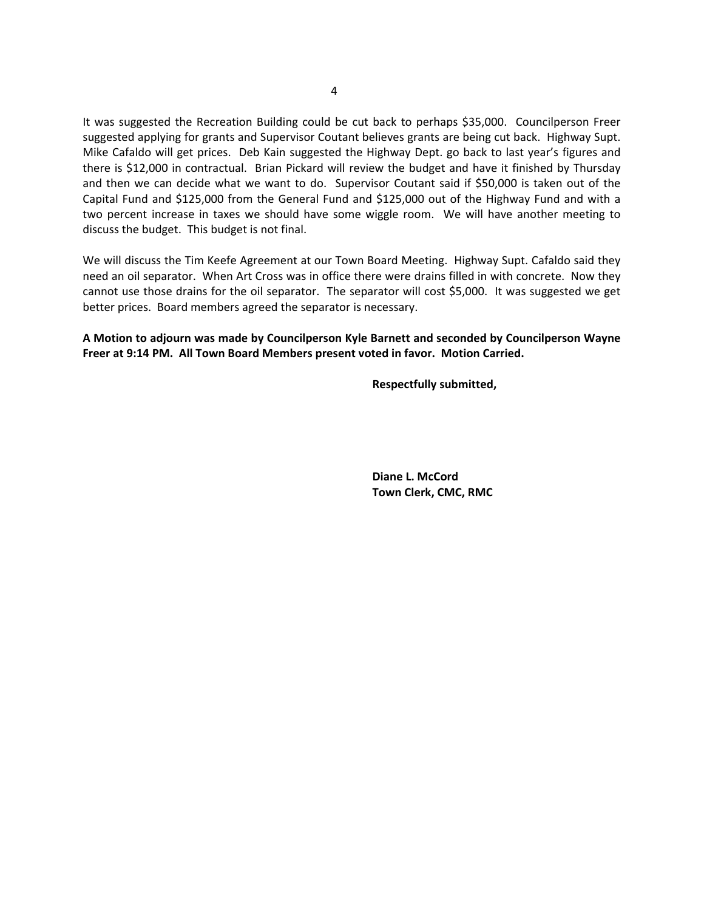It was suggested the Recreation Building could be cut back to perhaps $35,000. Councilperson Freer suggested applying for grants and Supervisor Coutant believes grants are being cut back. Highway Supt. Mike Cafaldo will get prices. Deb Kain suggested the Highway Dept. go back to last year's figures and there is $12,000 in contractual. Brian Pickard will review the budget and have it finished by Thursday and then we can decide what we want to do. Supervisor Coutant said if $50,000 is taken out of the Capital Fund and $125,000 from the General Fund and $125,000 out of the Highway Fund and with a two percent increase in taxes we should have some wiggle room. We will have another meeting to discuss the budget. This budget is not final.

We will discuss the Tim Keefe Agreement at our Town Board Meeting. Highway Supt. Cafaldo said they need an oil separator. When Art Cross was in office there were drains filled in with concrete. Now they cannot use those drains for the oil separator. The separator will cost $5,000. It was suggested we get better prices. Board members agreed the separator is necessary.

**A Motion to adjourn was made by Councilperson Kyle Barnett and seconded by Councilperson Wayne Freer at 9:14 PM. All Town Board Members present voted in favor. Motion Carried.**

**Respectfully submitted,**

**Diane L. McCord**
**Town Clerk, CMC, RMC**